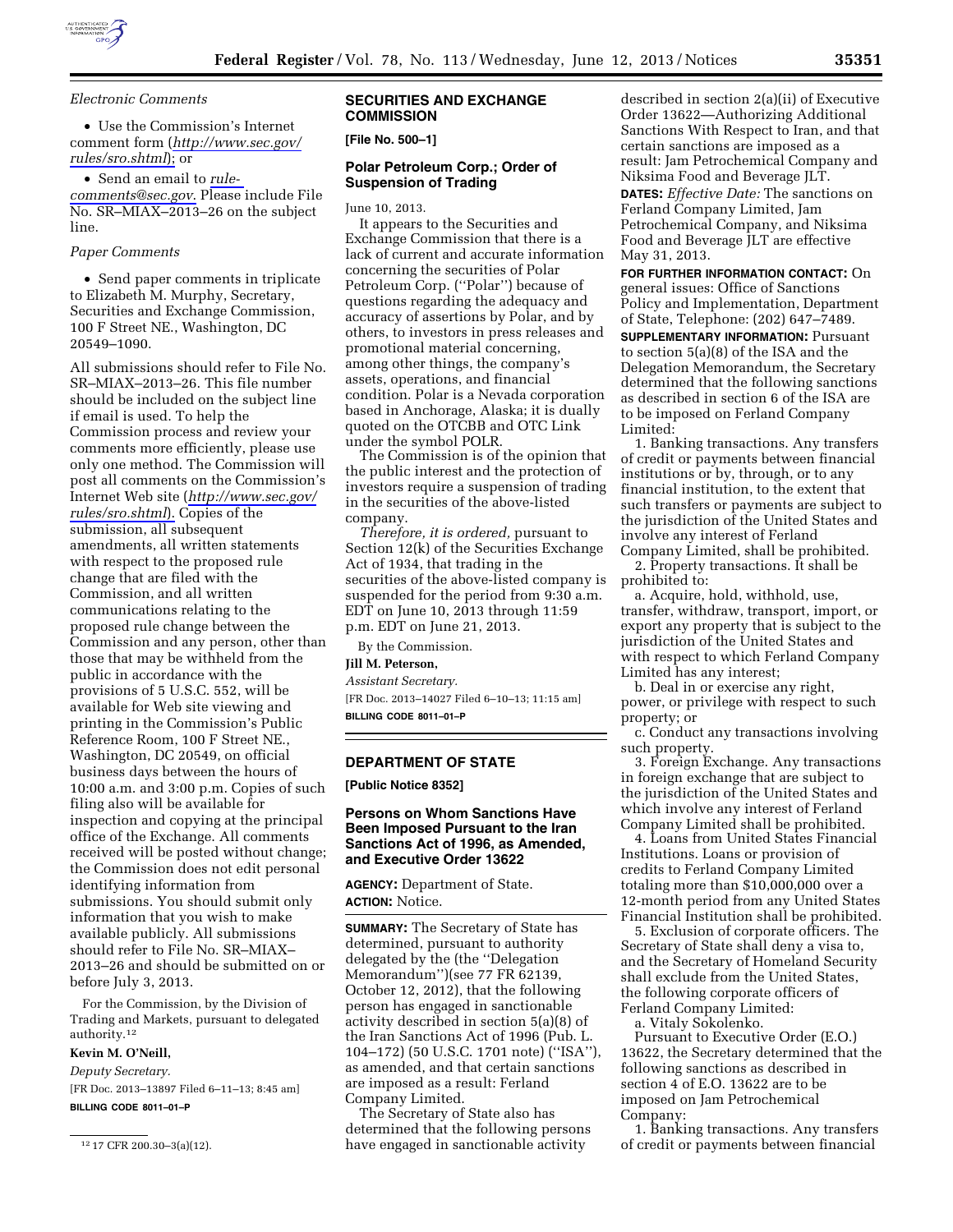*Electronic Comments*

- Use the Commission's Internet comment form (*http://www.sec.gov/rules/sro.shtml*); or
- Send an email to *rule-comments@sec.gov*. Please include File No. SR–MIAX–2013–26 on the subject line.

*Paper Comments*

- Send paper comments in triplicate to Elizabeth M. Murphy, Secretary, Securities and Exchange Commission, 100 F Street NE., Washington, DC 20549–1090.

All submissions should refer to File No. SR–MIAX–2013–26. This file number should be included on the subject line if email is used. To help the Commission process and review your comments more efficiently, please use only one method. The Commission will post all comments on the Commission's Internet Web site (*http://www.sec.gov/rules/sro.shtml*). Copies of the submission, all subsequent amendments, all written statements with respect to the proposed rule change that are filed with the Commission, and all written communications relating to the proposed rule change between the Commission and any person, other than those that may be withheld from the public in accordance with the provisions of 5 U.S.C. 552, will be available for Web site viewing and printing in the Commission's Public Reference Room, 100 F Street NE., Washington, DC 20549, on official business days between the hours of 10:00 a.m. and 3:00 p.m. Copies of such filing also will be available for inspection and copying at the principal office of the Exchange. All comments received will be posted without change; the Commission does not edit personal identifying information from submissions. You should submit only information that you wish to make available publicly. All submissions should refer to File No. SR–MIAX–2013–26 and should be submitted on or before July 3, 2013.

For the Commission, by the Division of Trading and Markets, pursuant to delegated authority.[12]

**Kevin M. O'Neill,**

*Deputy Secretary.*

[FR Doc. 2013–13897 Filed 6–11–13; 8:45 am]

**BILLING CODE 8011–01–P**

[12] 17 CFR 200.30–3(a)(12).

## SECURITIES AND EXCHANGE COMMISSION

**[File No. 500–1]**

### Polar Petroleum Corp.; Order of Suspension of Trading

June 10, 2013.

It appears to the Securities and Exchange Commission that there is a lack of current and accurate information concerning the securities of Polar Petroleum Corp. (''Polar'') because of questions regarding the adequacy and accuracy of assertions by Polar, and by others, to investors in press releases and promotional material concerning, among other things, the company's assets, operations, and financial condition. Polar is a Nevada corporation based in Anchorage, Alaska; it is dually quoted on the OTCBB and OTC Link under the symbol POLR.

The Commission is of the opinion that the public interest and the protection of investors require a suspension of trading in the securities of the above-listed company.

*Therefore, it is ordered,* pursuant to Section 12(k) of the Securities Exchange Act of 1934, that trading in the securities of the above-listed company is suspended for the period from 9:30 a.m. EDT on June 10, 2013 through 11:59 p.m. EDT on June 21, 2013.

By the Commission.

**Jill M. Peterson,**

*Assistant Secretary.*

[FR Doc. 2013–14027 Filed 6–10–13; 11:15 am]

**BILLING CODE 8011–01–P**

## DEPARTMENT OF STATE

**[Public Notice 8352]**

### Persons on Whom Sanctions Have Been Imposed Pursuant to the Iran Sanctions Act of 1996, as Amended, and Executive Order 13622

**AGENCY:** Department of State.

**ACTION:** Notice.

**SUMMARY:** The Secretary of State has determined, pursuant to authority delegated by the (the ''Delegation Memorandum'')(see 77 FR 62139, October 12, 2012), that the following person has engaged in sanctionable activity described in section 5(a)(8) of the Iran Sanctions Act of 1996 (Pub. L. 104–172) (50 U.S.C. 1701 note) (''ISA''), as amended, and that certain sanctions are imposed as a result: Ferland Company Limited.

The Secretary of State also has determined that the following persons have engaged in sanctionable activity described in section 2(a)(ii) of Executive Order 13622—Authorizing Additional Sanctions With Respect to Iran, and that certain sanctions are imposed as a result: Jam Petrochemical Company and Niksima Food and Beverage JLT.

**DATES:** *Effective Date:* The sanctions on Ferland Company Limited, Jam Petrochemical Company, and Niksima Food and Beverage JLT are effective May 31, 2013.

**FOR FURTHER INFORMATION CONTACT:** On general issues: Office of Sanctions Policy and Implementation, Department of State, Telephone: (202) 647–7489.

**SUPPLEMENTARY INFORMATION:** Pursuant to section 5(a)(8) of the ISA and the Delegation Memorandum, the Secretary determined that the following sanctions as described in section 6 of the ISA are to be imposed on Ferland Company Limited:

1. Banking transactions. Any transfers of credit or payments between financial institutions or by, through, or to any financial institution, to the extent that such transfers or payments are subject to the jurisdiction of the United States and involve any interest of Ferland Company Limited, shall be prohibited.
2. Property transactions. It shall be prohibited to:
   a. Acquire, hold, withhold, use, transfer, withdraw, transport, import, or export any property that is subject to the jurisdiction of the United States and with respect to which Ferland Company Limited has any interest;
   b. Deal in or exercise any right, power, or privilege with respect to such property; or
   c. Conduct any transactions involving such property.
3. Foreign Exchange. Any transactions in foreign exchange that are subject to the jurisdiction of the United States and which involve any interest of Ferland Company Limited shall be prohibited.
4. Loans from United States Financial Institutions. Loans or provision of credits to Ferland Company Limited totaling more than $10,000,000 over a 12-month period from any United States Financial Institution shall be prohibited.
5. Exclusion of corporate officers. The Secretary of State shall deny a visa to, and the Secretary of Homeland Security shall exclude from the United States, the following corporate officers of Ferland Company Limited:
   a. Vitaly Sokolenko.

Pursuant to Executive Order (E.O.) 13622, the Secretary determined that the following sanctions as described in section 4 of E.O. 13622 are to be imposed on Jam Petrochemical Company:

1. Banking transactions. Any transfers of credit or payments between financial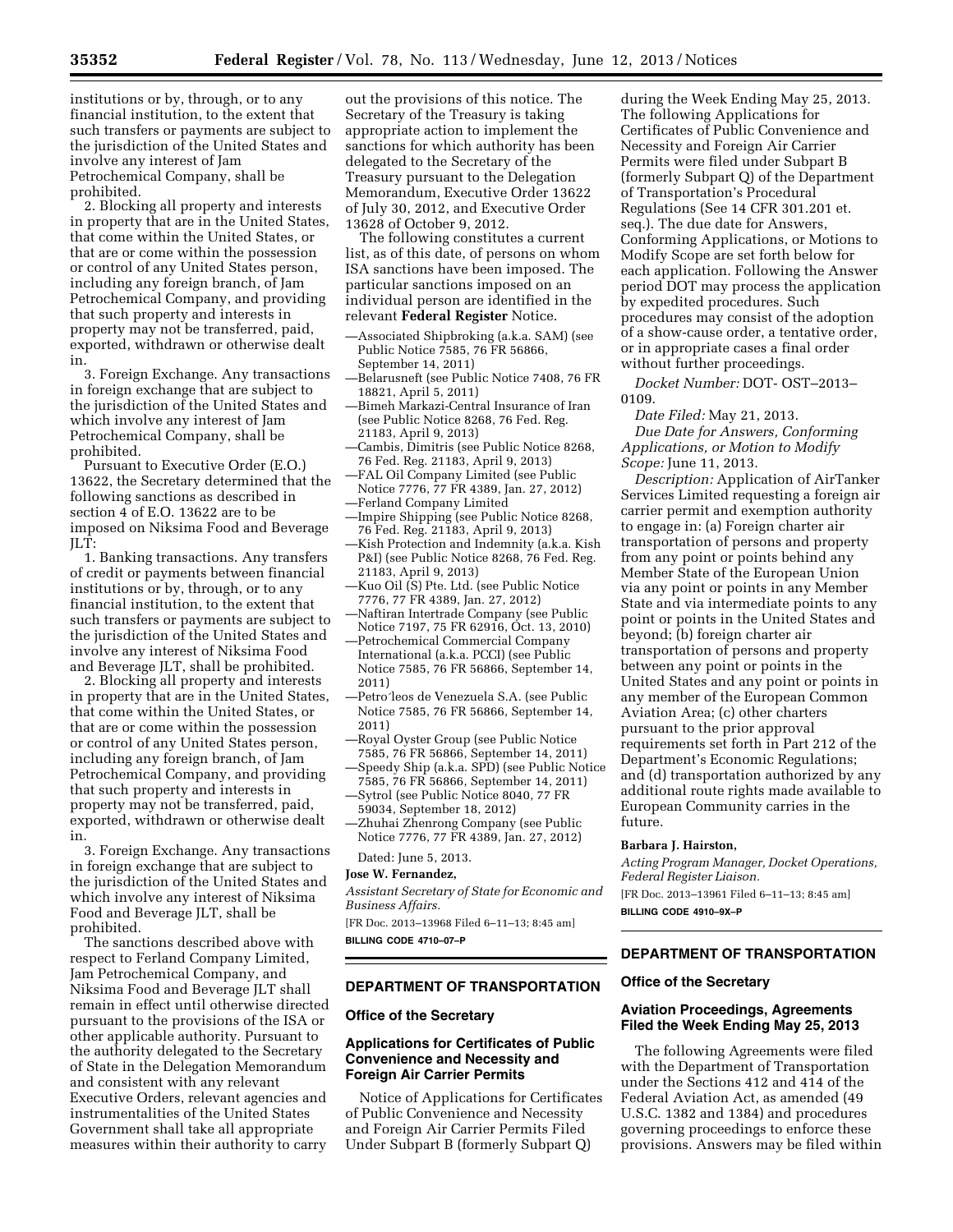institutions or by, through, or to any financial institution, to the extent that such transfers or payments are subject to the jurisdiction of the United States and involve any interest of Jam Petrochemical Company, shall be prohibited.

2. Blocking all property and interests in property that are in the United States, that come within the United States, or that are or come within the possession or control of any United States person, including any foreign branch, of Jam Petrochemical Company, and providing that such property and interests in property may not be transferred, paid, exported, withdrawn or otherwise dealt in.

3. Foreign Exchange. Any transactions in foreign exchange that are subject to the jurisdiction of the United States and which involve any interest of Jam Petrochemical Company, shall be prohibited.

Pursuant to Executive Order (E.O.) 13622, the Secretary determined that the following sanctions as described in section 4 of E.O. 13622 are to be imposed on Niksima Food and Beverage JLT:

1. Banking transactions. Any transfers of credit or payments between financial institutions or by, through, or to any financial institution, to the extent that such transfers or payments are subject to the jurisdiction of the United States and involve any interest of Niksima Food and Beverage JLT, shall be prohibited.

2. Blocking all property and interests in property that are in the United States, that come within the United States, or that are or come within the possession or control of any United States person, including any foreign branch, of Jam Petrochemical Company, and providing that such property and interests in property may not be transferred, paid, exported, withdrawn or otherwise dealt in.

3. Foreign Exchange. Any transactions in foreign exchange that are subject to the jurisdiction of the United States and which involve any interest of Niksima Food and Beverage JLT, shall be prohibited.

The sanctions described above with respect to Ferland Company Limited, Jam Petrochemical Company, and Niksima Food and Beverage JLT shall remain in effect until otherwise directed pursuant to the provisions of the ISA or other applicable authority. Pursuant to the authority delegated to the Secretary of State in the Delegation Memorandum and consistent with any relevant Executive Orders, relevant agencies and instrumentalities of the United States Government shall take all appropriate measures within their authority to carry out the provisions of this notice. The Secretary of the Treasury is taking appropriate action to implement the sanctions for which authority has been delegated to the Secretary of the Treasury pursuant to the Delegation Memorandum, Executive Order 13622 of July 30, 2012, and Executive Order 13628 of October 9, 2012.

The following constitutes a current list, as of this date, of persons on whom ISA sanctions have been imposed. The particular sanctions imposed on an individual person are identified in the relevant **Federal Register** Notice.

- —Associated Shipbroking (a.k.a. SAM) (see Public Notice 7585, 76 FR 56866, September 14, 2011)
- —Belarusneft (see Public Notice 7408, 76 FR 18821, April 5, 2011)
- —Bimeh Markazi-Central Insurance of Iran (see Public Notice 8268, 76 Fed. Reg. 21183, April 9, 2013)
- —Cambis, Dimitris (see Public Notice 8268, 76 Fed. Reg. 21183, April 9, 2013)
- —FAL Oil Company Limited (see Public Notice 7776, 77 FR 4389, Jan. 27, 2012)
- —Ferland Company Limited
- —Impire Shipping (see Public Notice 8268, 76 Fed. Reg. 21183, April 9, 2013)
- —Kish Protection and Indemnity (a.k.a. Kish P&I) (see Public Notice 8268, 76 Fed. Reg. 21183, April 9, 2013)
- —Kuo Oil (S) Pte. Ltd. (see Public Notice 7776, 77 FR 4389, Jan. 27, 2012)
- —Naftiran Intertrade Company (see Public Notice 7197, 75 FR 62916, Oct. 13, 2010)
- —Petrochemical Commercial Company International (a.k.a. PCCI) (see Public Notice 7585, 76 FR 56866, September 14, 2011)
- —Petro´leos de Venezuela S.A. (see Public Notice 7585, 76 FR 56866, September 14, 2011)
- —Royal Oyster Group (see Public Notice 7585, 76 FR 56866, September 14, 2011)
- —Speedy Ship (a.k.a. SPD) (see Public Notice 7585, 76 FR 56866, September 14, 2011)
- —Sytrol (see Public Notice 8040, 77 FR 59034, September 18, 2012)
- —Zhuhai Zhenrong Company (see Public Notice 7776, 77 FR 4389, Jan. 27, 2012)

Dated: June 5, 2013.

**Jose W. Fernandez,**

*Assistant Secretary of State for Economic and Business Affairs.*

[FR Doc. 2013–13968 Filed 6–11–13; 8:45 am]

**BILLING CODE 4710–07–P**

## DEPARTMENT OF TRANSPORTATION

### Office of the Secretary

### Applications for Certificates of Public Convenience and Necessity and Foreign Air Carrier Permits

Notice of Applications for Certificates of Public Convenience and Necessity and Foreign Air Carrier Permits Filed Under Subpart B (formerly Subpart Q) during the Week Ending May 25, 2013. The following Applications for Certificates of Public Convenience and Necessity and Foreign Air Carrier Permits were filed under Subpart B (formerly Subpart Q) of the Department of Transportation's Procedural Regulations (See 14 CFR 301.201 et. seq.). The due date for Answers, Conforming Applications, or Motions to Modify Scope are set forth below for each application. Following the Answer period DOT may process the application by expedited procedures. Such procedures may consist of the adoption of a show-cause order, a tentative order, or in appropriate cases a final order without further proceedings.

*Docket Number:* DOT- OST–2013–0109.

*Date Filed:* May 21, 2013.

*Due Date for Answers, Conforming Applications, or Motion to Modify Scope:* June 11, 2013.

*Description:* Application of AirTanker Services Limited requesting a foreign air carrier permit and exemption authority to engage in: (a) Foreign charter air transportation of persons and property from any point or points behind any Member State of the European Union via any point or points in any Member State and via intermediate points to any point or points in the United States and beyond; (b) foreign charter air transportation of persons and property between any point or points in the United States and any point or points in any member of the European Common Aviation Area; (c) other charters pursuant to the prior approval requirements set forth in Part 212 of the Department's Economic Regulations; and (d) transportation authorized by any additional route rights made available to European Community carries in the future.

**Barbara J. Hairston,**

*Acting Program Manager, Docket Operations, Federal Register Liaison.*

[FR Doc. 2013–13961 Filed 6–11–13; 8:45 am]

**BILLING CODE 4910–9X–P**

## DEPARTMENT OF TRANSPORTATION

### Office of the Secretary

### Aviation Proceedings, Agreements Filed the Week Ending May 25, 2013

The following Agreements were filed with the Department of Transportation under the Sections 412 and 414 of the Federal Aviation Act, as amended (49 U.S.C. 1382 and 1384) and procedures governing proceedings to enforce these provisions. Answers may be filed within